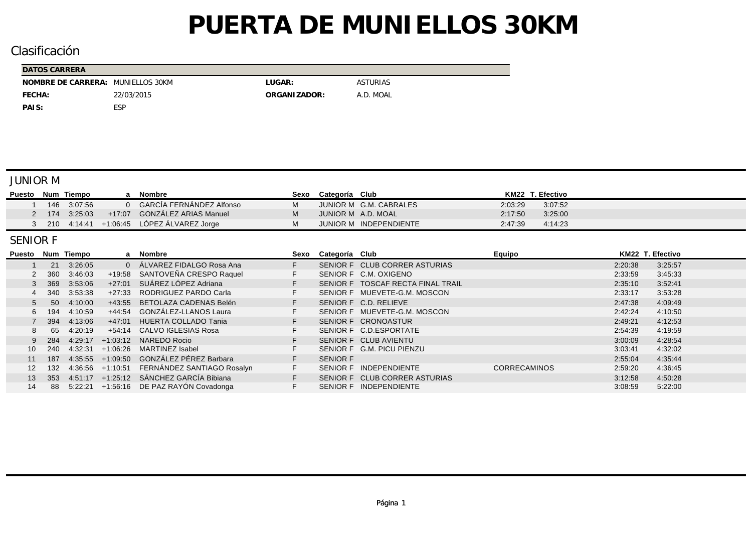# PUERTA DE MUNIELLOS 30KM

## Clasificación

| DATOS CARRERA | | | |
|---|---|---|---|
| **NOMBRE DE CARRERA:** | MUNIELLOS 30KM | **LUGAR:** | ASTURIAS |
| **FECHA:** | 22/03/2015 | **ORGANIZADOR:** | A.D. MOAL |
| **PAIS:** | ESP | | |

## JUNIOR M

| Puesto | Num | Tiempo | a | Nombre | Sexo | Categoría | Club | KM22 | T. Efectivo |
|---|---|---|---|---|---|---|---|---|---|
| 1 | 146 | 3:07:56 | 0 | GARCÍA FERNÁNDEZ Alfonso | M | JUNIOR M | G.M. CABRALES | 2:03:29 | 3:07:52 |
| 2 | 174 | 3:25:03 | +17:07 | GONZÁLEZ ARIAS Manuel | M | JUNIOR M | A.D. MOAL | 2:17:50 | 3:25:00 |
| 3 | 210 | 4:14:41 | +1:06:45 | LÓPEZ ÁLVAREZ Jorge | M | JUNIOR M | INDEPENDIENTE | 2:47:39 | 4:14:23 |

## SENIOR F

| Puesto | Num | Tiempo | a | Nombre | Sexo | Categoría | Club | Equipo | KM22 | T. Efectivo |
|---|---|---|---|---|---|---|---|---|---|---|
| 1 | 21 | 3:26:05 | 0 | ÁLVAREZ FIDALGO Rosa Ana | F | SENIOR F | CLUB CORRER ASTURIAS | | 2:20:38 | 3:25:57 |
| 2 | 360 | 3:46:03 | +19:58 | SANTOVEÑA CRESPO Raquel | F | SENIOR F | C.M. OXIGENO | | 2:33:59 | 3:45:33 |
| 3 | 369 | 3:53:06 | +27:01 | SUÁREZ LÓPEZ Adriana | F | SENIOR F | TOSCAF RECTA FINAL TRAIL | | 2:35:10 | 3:52:41 |
| 4 | 340 | 3:53:38 | +27:33 | RODRIGUEZ PARDO Carla | F | SENIOR F | MUEVETE-G.M. MOSCON | | 2:33:17 | 3:53:28 |
| 5 | 50 | 4:10:00 | +43:55 | BETOLAZA CADENAS Belén | F | SENIOR F | C.D. RELIEVE | | 2:47:38 | 4:09:49 |
| 6 | 194 | 4:10:59 | +44:54 | GONZÁLEZ-LLANOS Laura | F | SENIOR F | MUEVETE-G.M. MOSCON | | 2:42:24 | 4:10:50 |
| 7 | 394 | 4:13:06 | +47:01 | HUERTA COLLADO Tania | F | SENIOR F | CRONOASTUR | | 2:49:21 | 4:12:53 |
| 8 | 65 | 4:20:19 | +54:14 | CALVO IGLESIAS Rosa | F | SENIOR F | C.D.ESPORTATE | | 2:54:39 | 4:19:59 |
| 9 | 284 | 4:29:17 | +1:03:12 | NAREDO Rocio | F | SENIOR F | CLUB AVIENTU | | 3:00:09 | 4:28:54 |
| 10 | 240 | 4:32:31 | +1:06:26 | MARTINEZ Isabel | F | SENIOR F | G.M. PICU PIENZU | | 3:03:41 | 4:32:02 |
| 11 | 187 | 4:35:55 | +1:09:50 | GONZÁLEZ PÉREZ Barbara | F | SENIOR F | | | 2:55:04 | 4:35:44 |
| 12 | 132 | 4:36:56 | +1:10:51 | FERNÁNDEZ SANTIAGO Rosalyn | F | SENIOR F | INDEPENDIENTE | CORRECAMINOS | 2:59:20 | 4:36:45 |
| 13 | 353 | 4:51:17 | +1:25:12 | SÁNCHEZ GARCÍA Bibiana | F | SENIOR F | CLUB CORRER ASTURIAS | | 3:12:58 | 4:50:28 |
| 14 | 88 | 5:22:21 | +1:56:16 | DE PAZ RAYÓN Covadonga | F | SENIOR F | INDEPENDIENTE | | 3:08:59 | 5:22:00 |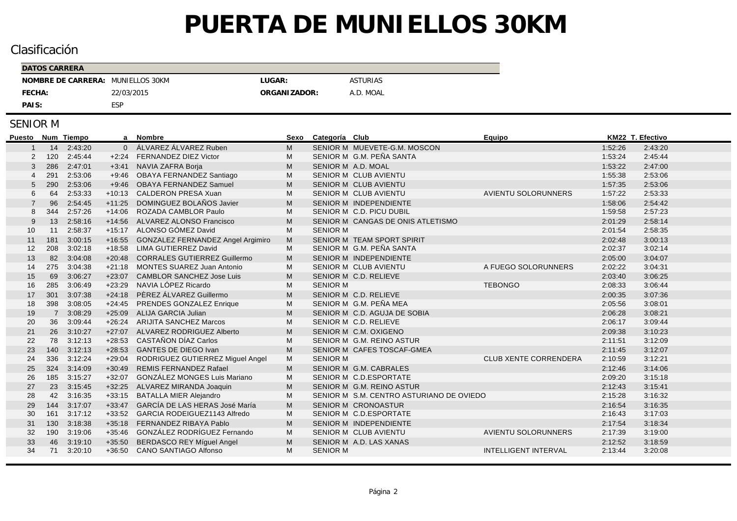# PUERTA DE MUNIELLOS 30KM

## Clasificación

| DATOS CARRERA | | | |
|---|---|---|---|
| **NOMBRE DE CARRERA:** | MUNIELLOS 30KM | **LUGAR:** | ASTURIAS |
| **FECHA:** | 22/03/2015 | **ORGANIZADOR:** | A.D. MOAL |
| **PAIS:** | ESP | | |

## SENIOR M

| Puesto | Num | Tiempo | a | Nombre | Sexo | Categoría | Club | Equipo | KM22 | T. Efectivo |
|---|---|---|---|---|---|---|---|---|---|---|
| 1 | 14 | 2:43:20 | 0 | ÁLVAREZ ÁLVAREZ Ruben | M | SENIOR M | MUEVETE-G.M. MOSCON | | 1:52:26 | 2:43:20 |
| 2 | 120 | 2:45:44 | +2:24 | FERNANDEZ DIEZ Victor | M | SENIOR M | G.M. PEÑA SANTA | | 1:53:24 | 2:45:44 |
| 3 | 286 | 2:47:01 | +3:41 | NAVIA ZAFRA Borja | M | SENIOR M | A.D. MOAL | | 1:53:22 | 2:47:00 |
| 4 | 291 | 2:53:06 | +9:46 | OBAYA FERNANDEZ Santiago | M | SENIOR M | CLUB AVIENTU | | 1:55:38 | 2:53:06 |
| 5 | 290 | 2:53:06 | +9:46 | OBAYA FERNANDEZ Samuel | M | SENIOR M | CLUB AVIENTU | | 1:57:35 | 2:53:06 |
| 6 | 64 | 2:53:33 | +10:13 | CALDERON PRESA Xuan | M | SENIOR M | CLUB AVIENTU | AVIENTU SOLORUNNERS | 1:57:22 | 2:53:33 |
| 7 | 96 | 2:54:45 | +11:25 | DOMINGUEZ BOLAÑOS Javier | M | SENIOR M | INDEPENDIENTE | | 1:58:06 | 2:54:42 |
| 8 | 344 | 2:57:26 | +14:06 | ROZADA CAMBLOR Paulo | M | SENIOR M | C.D. PICU DUBIL | | 1:59:58 | 2:57:23 |
| 9 | 13 | 2:58:16 | +14:56 | ALVAREZ ALONSO Francisco | M | SENIOR M | CANGAS DE ONIS ATLETISMO | | 2:01:29 | 2:58:14 |
| 10 | 11 | 2:58:37 | +15:17 | ALONSO GÓMEZ David | M | SENIOR M | | | 2:01:54 | 2:58:35 |
| 11 | 181 | 3:00:15 | +16:55 | GONZALEZ FERNANDEZ Angel Argimiro | M | SENIOR M | TEAM SPORT SPIRIT | | 2:02:48 | 3:00:13 |
| 12 | 208 | 3:02:18 | +18:58 | LIMA GUTIERREZ David | M | SENIOR M | G.M. PEÑA SANTA | | 2:02:37 | 3:02:14 |
| 13 | 82 | 3:04:08 | +20:48 | CORRALES GUTIERREZ Guillermo | M | SENIOR M | INDEPENDIENTE | | 2:05:00 | 3:04:07 |
| 14 | 275 | 3:04:38 | +21:18 | MONTES SUAREZ Juan Antonio | M | SENIOR M | CLUB AVIENTU | A FUEGO SOLORUNNERS | 2:02:22 | 3:04:31 |
| 15 | 69 | 3:06:27 | +23:07 | CAMBLOR SANCHEZ Jose Luis | M | SENIOR M | C.D. RELIEVE | | 2:03:40 | 3:06:25 |
| 16 | 285 | 3:06:49 | +23:29 | NAVIA LÓPEZ Ricardo | M | SENIOR M | | TEBONGO | 2:08:33 | 3:06:44 |
| 17 | 301 | 3:07:38 | +24:18 | PÈREZ ÁLVAREZ Guillermo | M | SENIOR M | C.D. RELIEVE | | 2:00:35 | 3:07:36 |
| 18 | 398 | 3:08:05 | +24:45 | PRENDES GONZALEZ Enrique | M | SENIOR M | G.M. PEÑA MEA | | 2:05:56 | 3:08:01 |
| 19 | 7 | 3:08:29 | +25:09 | ALIJA GARCIA Julian | M | SENIOR M | C.D. AGUJA DE SOBIA | | 2:06:28 | 3:08:21 |
| 20 | 36 | 3:09:44 | +26:24 | ARIJITA SANCHEZ Marcos | M | SENIOR M | C.D. RELIEVE | | 2:06:17 | 3:09:44 |
| 21 | 26 | 3:10:27 | +27:07 | ALVAREZ RODRIGUEZ Alberto | M | SENIOR M | C.M. OXIGENO | | 2:09:38 | 3:10:23 |
| 22 | 78 | 3:12:13 | +28:53 | CASTAÑON DÍAZ Carlos | M | SENIOR M | G.M. REINO ASTUR | | 2:11:51 | 3:12:09 |
| 23 | 140 | 3:12:13 | +28:53 | GANTES DE DIEGO Ivan | M | SENIOR M | CAFES TOSCAF-GMEA | | 2:11:45 | 3:12:07 |
| 24 | 336 | 3:12:24 | +29:04 | RODRIGUEZ GUTIERREZ Miguel Angel | M | SENIOR M | | CLUB XENTE CORRENDERA | 2:10:59 | 3:12:21 |
| 25 | 324 | 3:14:09 | +30:49 | REMIS FERNANDEZ Rafael | M | SENIOR M | G.M. CABRALES | | 2:12:46 | 3:14:06 |
| 26 | 185 | 3:15:27 | +32:07 | GONZÁLEZ MONGES Luis Mariano | M | SENIOR M | C.D.ESPORTATE | | 2:09:20 | 3:15:18 |
| 27 | 23 | 3:15:45 | +32:25 | ALVAREZ MIRANDA Joaquin | M | SENIOR M | G.M. REINO ASTUR | | 2:12:43 | 3:15:41 |
| 28 | 42 | 3:16:35 | +33:15 | BATALLA MIER Alejandro | M | SENIOR M | S.M. CENTRO ASTURIANO DE OVIEDO | | 2:15:28 | 3:16:32 |
| 29 | 144 | 3:17:07 | +33:47 | GARCÍA DE LAS HERAS José María | M | SENIOR M | CRONOASTUR | | 2:16:54 | 3:16:35 |
| 30 | 161 | 3:17:12 | +33:52 | GARCIA RODEIGUEZ1143 Alfredo | M | SENIOR M | C.D.ESPORTATE | | 2:16:43 | 3:17:03 |
| 31 | 130 | 3:18:38 | +35:18 | FERNANDEZ RIBAYA Pablo | M | SENIOR M | INDEPENDIENTE | | 2:17:54 | 3:18:34 |
| 32 | 190 | 3:19:06 | +35:46 | GONZÁLEZ RODRÍGUEZ Fernando | M | SENIOR M | CLUB AVIENTU | AVIENTU SOLORUNNERS | 2:17:39 | 3:19:00 |
| 33 | 46 | 3:19:10 | +35:50 | BERDASCO REY Míguel Angel | M | SENIOR M | A.D. LAS XANAS | | 2:12:52 | 3:18:59 |
| 34 | 71 | 3:20:10 | +36:50 | CANO SANTIAGO Alfonso | M | SENIOR M | | INTELLIGENT INTERVAL | 2:13:44 | 3:20:08 |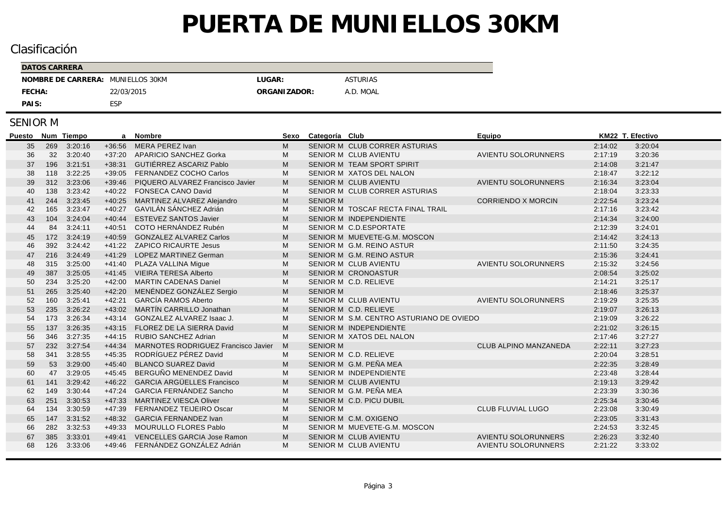# PUERTA DE MUNIELLOS 30KM

## Clasificación

| DATOS CARRERA | | | |
|---|---|---|---|
| **NOMBRE DE CARRERA:** | MUNIELLOS 30KM | **LUGAR:** | ASTURIAS |
| **FECHA:** | 22/03/2015 | **ORGANIZADOR:** | A.D. MOAL |
| **PAIS:** | ESP | | |

## SENIOR M

| Puesto | Num | Tiempo | a | Nombre | Sexo | Categoría | Club | Equipo | KM22 | T. Efectivo |
|---|---|---|---|---|---|---|---|---|---|---|
| 35 | 269 | 3:20:16 | +36:56 | MERA PEREZ Ivan | M | SENIOR M | CLUB CORRER ASTURIAS | | 2:14:02 | 3:20:04 |
| 36 | 32 | 3:20:40 | +37:20 | APARICIO SANCHEZ Gorka | M | SENIOR M | CLUB AVIENTU | AVIENTU SOLORUNNERS | 2:17:19 | 3:20:36 |
| 37 | 196 | 3:21:51 | +38:31 | GUTIÉRREZ ASCARIZ Pablo | M | SENIOR M | TEAM SPORT SPIRIT | | 2:14:08 | 3:21:47 |
| 38 | 118 | 3:22:25 | +39:05 | FERNANDEZ COCHO Carlos | M | SENIOR M | XATOS DEL NALON | | 2:18:47 | 3:22:12 |
| 39 | 312 | 3:23:06 | +39:46 | PIQUERO ALVAREZ Francisco Javier | M | SENIOR M | CLUB AVIENTU | AVIENTU SOLORUNNERS | 2:16:34 | 3:23:04 |
| 40 | 138 | 3:23:42 | +40:22 | FONSECA CANO David | M | SENIOR M | CLUB CORRER ASTURIAS | | 2:18:04 | 3:23:33 |
| 41 | 244 | 3:23:45 | +40:25 | MARTINEZ ALVAREZ Alejandro | M | SENIOR M | | CORRIENDO X MORCIN | 2:22:54 | 3:23:24 |
| 42 | 165 | 3:23:47 | +40:27 | GAVILÁN SÁNCHEZ Adrián | M | SENIOR M | TOSCAF RECTA FINAL TRAIL | | 2:17:16 | 3:23:42 |
| 43 | 104 | 3:24:04 | +40:44 | ESTEVEZ SANTOS Javier | M | SENIOR M | INDEPENDIENTE | | 2:14:34 | 3:24:00 |
| 44 | 84 | 3:24:11 | +40:51 | COTO HERNÁNDEZ Rubén | M | SENIOR M | C.D.ESPORTATE | | 2:12:39 | 3:24:01 |
| 45 | 172 | 3:24:19 | +40:59 | GONZALEZ ALVAREZ Carlos | M | SENIOR M | MUEVETE-G.M. MOSCON | | 2:14:42 | 3:24:13 |
| 46 | 392 | 3:24:42 | +41:22 | ZAPICO RICAURTE Jesus | M | SENIOR M | G.M. REINO ASTUR | | 2:11:50 | 3:24:35 |
| 47 | 216 | 3:24:49 | +41:29 | LOPEZ MARTINEZ German | M | SENIOR M | G.M. REINO ASTUR | | 2:15:36 | 3:24:41 |
| 48 | 315 | 3:25:00 | +41:40 | PLAZA VALLINA Migue | M | SENIOR M | CLUB AVIENTU | AVIENTU SOLORUNNERS | 2:15:32 | 3:24:56 |
| 49 | 387 | 3:25:05 | +41:45 | VIEIRA TERESA Alberto | M | SENIOR M | CRONOASTUR | | 2:08:54 | 3:25:02 |
| 50 | 234 | 3:25:20 | +42:00 | MARTIN CADENAS Daniel | M | SENIOR M | C.D. RELIEVE | | 2:14:21 | 3:25:17 |
| 51 | 265 | 3:25:40 | +42:20 | MENÉNDEZ GONZÁLEZ Sergio | M | SENIOR M | | | 2:18:46 | 3:25:37 |
| 52 | 160 | 3:25:41 | +42:21 | GARCÍA RAMOS Aberto | M | SENIOR M | CLUB AVIENTU | AVIENTU SOLORUNNERS | 2:19:29 | 3:25:35 |
| 53 | 235 | 3:26:22 | +43:02 | MARTÍN CARRILLO Jonathan | M | SENIOR M | C.D. RELIEVE | | 2:19:07 | 3:26:13 |
| 54 | 173 | 3:26:34 | +43:14 | GONZALEZ ALVAREZ Isaac J. | M | SENIOR M | S.M. CENTRO ASTURIANO DE OVIEDO | | 2:19:09 | 3:26:22 |
| 55 | 137 | 3:26:35 | +43:15 | FLOREZ DE LA SIERRA David | M | SENIOR M | INDEPENDIENTE | | 2:21:02 | 3:26:15 |
| 56 | 346 | 3:27:35 | +44:15 | RUBIO SANCHEZ Adrian | M | SENIOR M | XATOS DEL NALON | | 2:17:46 | 3:27:27 |
| 57 | 232 | 3:27:54 | +44:34 | MARNOTES RODRIGUEZ Francisco Javier | M | SENIOR M | | CLUB ALPINO MANZANEDA | 2:22:11 | 3:27:23 |
| 58 | 341 | 3:28:55 | +45:35 | RODRÍGUEZ PÉREZ David | M | SENIOR M | C.D. RELIEVE | | 2:20:04 | 3:28:51 |
| 59 | 53 | 3:29:00 | +45:40 | BLANCO SUAREZ David | M | SENIOR M | G.M. PEÑA MEA | | 2:22:35 | 3:28:49 |
| 60 | 47 | 3:29:05 | +45:45 | BERGUÑO MENENDEZ David | M | SENIOR M | INDEPENDIENTE | | 2:23:48 | 3:28:44 |
| 61 | 141 | 3:29:42 | +46:22 | GARCIA ARGÜELLES Francisco | M | SENIOR M | CLUB AVIENTU | | 2:19:13 | 3:29:42 |
| 62 | 149 | 3:30:44 | +47:24 | GARCIA FERNÁNDEZ Sancho | M | SENIOR M | G.M. PEÑA MEA | | 2:23:39 | 3:30:36 |
| 63 | 251 | 3:30:53 | +47:33 | MARTINEZ VIESCA Oliver | M | SENIOR M | C.D. PICU DUBIL | | 2:25:34 | 3:30:46 |
| 64 | 134 | 3:30:59 | +47:39 | FERNANDEZ TEIJEIRO Oscar | M | SENIOR M | | CLUB FLUVIAL LUGO | 2:23:08 | 3:30:49 |
| 65 | 147 | 3:31:52 | +48:32 | GARCIA FERNANDEZ Ivan | M | SENIOR M | C.M. OXIGENO | | 2:23:05 | 3:31:43 |
| 66 | 282 | 3:32:53 | +49:33 | MOURULLO FLORES Pablo | M | SENIOR M | MUEVETE-G.M. MOSCON | | 2:24:53 | 3:32:45 |
| 67 | 385 | 3:33:01 | +49:41 | VENCELLES GARCIA Jose Ramon | M | SENIOR M | CLUB AVIENTU | AVIENTU SOLORUNNERS | 2:26:23 | 3:32:40 |
| 68 | 126 | 3:33:06 | +49:46 | FERNÁNDEZ GONZÁLEZ Adrián | M | SENIOR M | CLUB AVIENTU | AVIENTU SOLORUNNERS | 2:21:22 | 3:33:02 |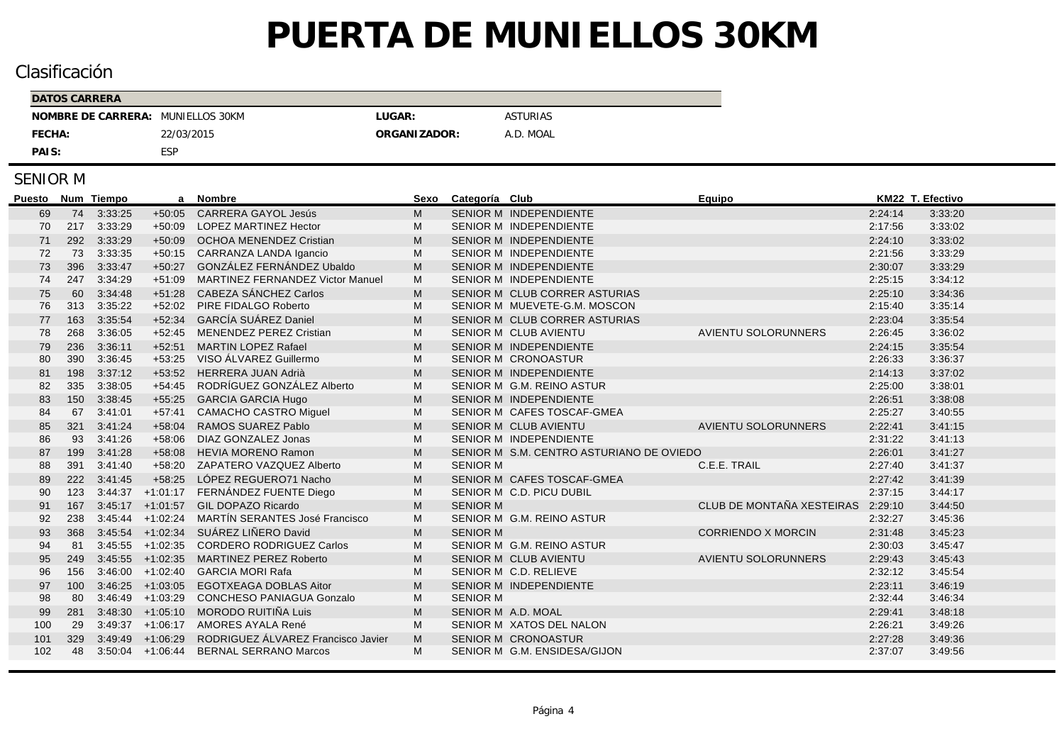# PUERTA DE MUNIELLOS 30KM

## Clasificación

| DATOS CARRERA | | | |
|---|---|---|---|
| **NOMBRE DE CARRERA:** | MUNIELLOS 30KM | **LUGAR:** | ASTURIAS |
| **FECHA:** | 22/03/2015 | **ORGANIZADOR:** | A.D. MOAL |
| **PAIS:** | ESP | | |

## SENIOR M

| Puesto | Num | Tiempo | a | Nombre | Sexo | Categoría | Club | Equipo | KM22 | T. Efectivo |
|---|---|---|---|---|---|---|---|---|---|---|
| 69 | 74 | 3:33:25 | +50:05 | CARRERA GAYOL Jesús | M | SENIOR M | INDEPENDIENTE | | 2:24:14 | 3:33:20 |
| 70 | 217 | 3:33:29 | +50:09 | LOPEZ MARTINEZ Hector | M | SENIOR M | INDEPENDIENTE | | 2:17:56 | 3:33:02 |
| 71 | 292 | 3:33:29 | +50:09 | OCHOA MENENDEZ Cristian | M | SENIOR M | INDEPENDIENTE | | 2:24:10 | 3:33:02 |
| 72 | 73 | 3:33:35 | +50:15 | CARRANZA LANDA Igancio | M | SENIOR M | INDEPENDIENTE | | 2:21:56 | 3:33:29 |
| 73 | 396 | 3:33:47 | +50:27 | GONZÁLEZ FERNÁNDEZ Ubaldo | M | SENIOR M | INDEPENDIENTE | | 2:30:07 | 3:33:29 |
| 74 | 247 | 3:34:29 | +51:09 | MARTINEZ FERNANDEZ Victor Manuel | M | SENIOR M | INDEPENDIENTE | | 2:25:15 | 3:34:12 |
| 75 | 60 | 3:34:48 | +51:28 | CABEZA SÁNCHEZ Carlos | M | SENIOR M | CLUB CORRER ASTURIAS | | 2:25:10 | 3:34:36 |
| 76 | 313 | 3:35:22 | +52:02 | PIRE FIDALGO Roberto | M | SENIOR M | MUEVETE-G.M. MOSCON | | 2:15:40 | 3:35:14 |
| 77 | 163 | 3:35:54 | +52:34 | GARCÍA SUÁREZ Daniel | M | SENIOR M | CLUB CORRER ASTURIAS | | 2:23:04 | 3:35:54 |
| 78 | 268 | 3:36:05 | +52:45 | MENENDEZ PEREZ Cristian | M | SENIOR M | CLUB AVIENTU | AVIENTU SOLORUNNERS | 2:26:45 | 3:36:02 |
| 79 | 236 | 3:36:11 | +52:51 | MARTIN LOPEZ Rafael | M | SENIOR M | INDEPENDIENTE | | 2:24:15 | 3:35:54 |
| 80 | 390 | 3:36:45 | +53:25 | VISO ÁLVAREZ Guillermo | M | SENIOR M | CRONOASTUR | | 2:26:33 | 3:36:37 |
| 81 | 198 | 3:37:12 | +53:52 | HERRERA JUAN Adrià | M | SENIOR M | INDEPENDIENTE | | 2:14:13 | 3:37:02 |
| 82 | 335 | 3:38:05 | +54:45 | RODRÍGUEZ GONZÁLEZ Alberto | M | SENIOR M | G.M. REINO ASTUR | | 2:25:00 | 3:38:01 |
| 83 | 150 | 3:38:45 | +55:25 | GARCIA GARCIA Hugo | M | SENIOR M | INDEPENDIENTE | | 2:26:51 | 3:38:08 |
| 84 | 67 | 3:41:01 | +57:41 | CAMACHO CASTRO Miguel | M | SENIOR M | CAFES TOSCAF-GMEA | | 2:25:27 | 3:40:55 |
| 85 | 321 | 3:41:24 | +58:04 | RAMOS SUAREZ Pablo | M | SENIOR M | CLUB AVIENTU | AVIENTU SOLORUNNERS | 2:22:41 | 3:41:15 |
| 86 | 93 | 3:41:26 | +58:06 | DIAZ GONZALEZ Jonas | M | SENIOR M | INDEPENDIENTE | | 2:31:22 | 3:41:13 |
| 87 | 199 | 3:41:28 | +58:08 | HEVIA MORENO Ramon | M | SENIOR M | S.M. CENTRO ASTURIANO DE OVIEDO | | 2:26:01 | 3:41:27 |
| 88 | 391 | 3:41:40 | +58:20 | ZAPATERO VAZQUEZ Alberto | M | SENIOR M | | C.E.E. TRAIL | 2:27:40 | 3:41:37 |
| 89 | 222 | 3:41:45 | +58:25 | LÓPEZ REGUERO71 Nacho | M | SENIOR M | CAFES TOSCAF-GMEA | | 2:27:42 | 3:41:39 |
| 90 | 123 | 3:44:37 | +1:01:17 | FERNÁNDEZ FUENTE Diego | M | SENIOR M | C.D. PICU DUBIL | | 2:37:15 | 3:44:17 |
| 91 | 167 | 3:45:17 | +1:01:57 | GIL DOPAZO Ricardo | M | SENIOR M | | CLUB DE MONTAÑA XESTEIRAS | 2:29:10 | 3:44:50 |
| 92 | 238 | 3:45:44 | +1:02:24 | MARTÍN SERANTES José Francisco | M | SENIOR M | G.M. REINO ASTUR | | 2:32:27 | 3:45:36 |
| 93 | 368 | 3:45:54 | +1:02:34 | SUÁREZ LIÑERO David | M | SENIOR M | | CORRIENDO X MORCIN | 2:31:48 | 3:45:23 |
| 94 | 81 | 3:45:55 | +1:02:35 | CORDERO RODRIGUEZ Carlos | M | SENIOR M | G.M. REINO ASTUR | | 2:30:03 | 3:45:47 |
| 95 | 249 | 3:45:55 | +1:02:35 | MARTINEZ PEREZ Roberto | M | SENIOR M | CLUB AVIENTU | AVIENTU SOLORUNNERS | 2:29:43 | 3:45:43 |
| 96 | 156 | 3:46:00 | +1:02:40 | GARCIA MORI Rafa | M | SENIOR M | C.D. RELIEVE | | 2:32:12 | 3:45:54 |
| 97 | 100 | 3:46:25 | +1:03:05 | EGOTXEAGA DOBLAS Aitor | M | SENIOR M | INDEPENDIENTE | | 2:23:11 | 3:46:19 |
| 98 | 80 | 3:46:49 | +1:03:29 | CONCHESO PANIAGUA Gonzalo | M | SENIOR M | | | 2:32:44 | 3:46:34 |
| 99 | 281 | 3:48:30 | +1:05:10 | MORODO RUITIÑA Luis | M | SENIOR M | A.D. MOAL | | 2:29:41 | 3:48:18 |
| 100 | 29 | 3:49:37 | +1:06:17 | AMORES AYALA René | M | SENIOR M | XATOS DEL NALON | | 2:26:21 | 3:49:26 |
| 101 | 329 | 3:49:49 | +1:06:29 | RODRIGUEZ ÁLVAREZ Francisco Javier | M | SENIOR M | CRONOASTUR | | 2:27:28 | 3:49:36 |
| 102 | 48 | 3:50:04 | +1:06:44 | BERNAL SERRANO Marcos | M | SENIOR M | G.M. ENSIDESA/GIJON | | 2:37:07 | 3:49:56 |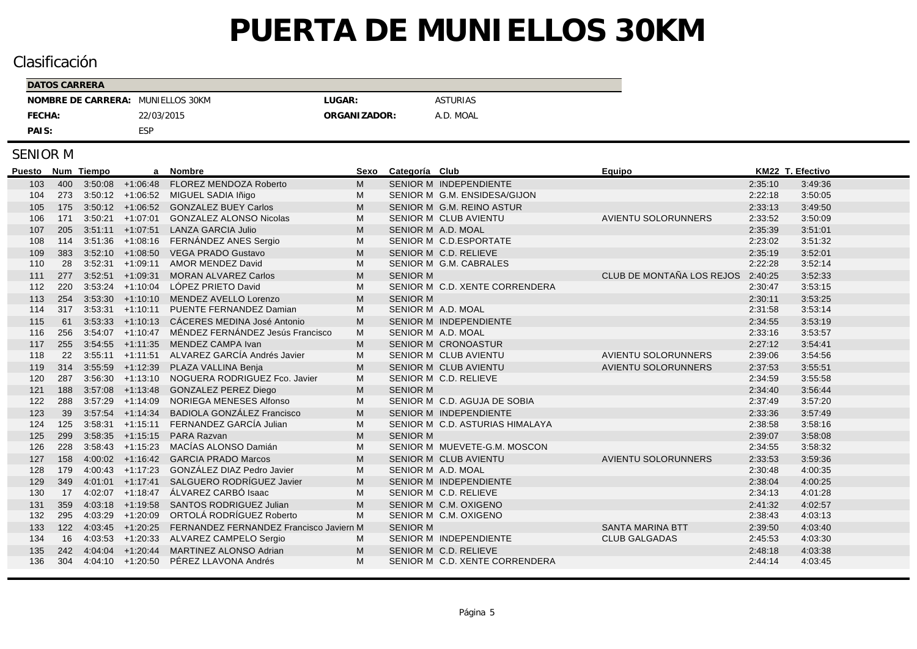# PUERTA DE MUNIELLOS 30KM

## Clasificación

| DATOS CARRERA | | | |
|---|---|---|---|
| **NOMBRE DE CARRERA:** | MUNIELLOS 30KM | **LUGAR:** | ASTURIAS |
| **FECHA:** | 22/03/2015 | **ORGANIZADOR:** | A.D. MOAL |
| **PAIS:** | ESP | | |

## SENIOR M

| Puesto | Num | Tiempo | a | Nombre | Sexo | Categoría | Club | Equipo | KM22 | T. Efectivo |
|---|---|---|---|---|---|---|---|---|---|---|
| 103 | 400 | 3:50:08 | +1:06:48 | FLOREZ MENDOZA Roberto | M | SENIOR M | INDEPENDIENTE | | 2:35:10 | 3:49:36 |
| 104 | 273 | 3:50:12 | +1:06:52 | MIGUEL SADIA Iñigo | M | SENIOR M | G.M. ENSIDESA/GIJON | | 2:22:18 | 3:50:05 |
| 105 | 175 | 3:50:12 | +1:06:52 | GONZALEZ BUEY Carlos | M | SENIOR M | G.M. REINO ASTUR | | 2:33:13 | 3:49:50 |
| 106 | 171 | 3:50:21 | +1:07:01 | GONZALEZ ALONSO Nicolas | M | SENIOR M | CLUB AVIENTU | AVIENTU SOLORUNNERS | 2:33:52 | 3:50:09 |
| 107 | 205 | 3:51:11 | +1:07:51 | LANZA GARCIA Julio | M | SENIOR M | A.D. MOAL | | 2:35:39 | 3:51:01 |
| 108 | 114 | 3:51:36 | +1:08:16 | FERNÁNDEZ ANES Sergio | M | SENIOR M | C.D.ESPORTATE | | 2:23:02 | 3:51:32 |
| 109 | 383 | 3:52:10 | +1:08:50 | VEGA PRADO Gustavo | M | SENIOR M | C.D. RELIEVE | | 2:35:19 | 3:52:01 |
| 110 | 28 | 3:52:31 | +1:09:11 | AMOR MENDEZ David | M | SENIOR M | G.M. CABRALES | | 2:22:28 | 3:52:14 |
| 111 | 277 | 3:52:51 | +1:09:31 | MORAN ALVAREZ Carlos | M | SENIOR M | | CLUB DE MONTAÑA LOS REJOS | 2:40:25 | 3:52:33 |
| 112 | 220 | 3:53:24 | +1:10:04 | LÓPEZ PRIETO David | M | SENIOR M | C.D. XENTE CORRENDERA | | 2:30:47 | 3:53:15 |
| 113 | 254 | 3:53:30 | +1:10:10 | MENDEZ AVELLO Lorenzo | M | SENIOR M | | | 2:30:11 | 3:53:25 |
| 114 | 317 | 3:53:31 | +1:10:11 | PUENTE FERNANDEZ Damian | M | SENIOR M | A.D. MOAL | | 2:31:58 | 3:53:14 |
| 115 | 61 | 3:53:33 | +1:10:13 | CÁCERES MEDINA José Antonio | M | SENIOR M | INDEPENDIENTE | | 2:34:55 | 3:53:19 |
| 116 | 256 | 3:54:07 | +1:10:47 | MÉNDEZ FERNÁNDEZ Jesús Francisco | M | SENIOR M | A.D. MOAL | | 2:33:16 | 3:53:57 |
| 117 | 255 | 3:54:55 | +1:11:35 | MENDEZ CAMPA Ivan | M | SENIOR M | CRONOASTUR | | 2:27:12 | 3:54:41 |
| 118 | 22 | 3:55:11 | +1:11:51 | ALVAREZ GARCÍA Andrés Javier | M | SENIOR M | CLUB AVIENTU | AVIENTU SOLORUNNERS | 2:39:06 | 3:54:56 |
| 119 | 314 | 3:55:59 | +1:12:39 | PLAZA VALLINA Benja | M | SENIOR M | CLUB AVIENTU | AVIENTU SOLORUNNERS | 2:37:53 | 3:55:51 |
| 120 | 287 | 3:56:30 | +1:13:10 | NOGUERA RODRIGUEZ Fco. Javier | M | SENIOR M | C.D. RELIEVE | | 2:34:59 | 3:55:58 |
| 121 | 188 | 3:57:08 | +1:13:48 | GONZALEZ PEREZ Diego | M | SENIOR M | | | 2:34:40 | 3:56:44 |
| 122 | 288 | 3:57:29 | +1:14:09 | NORIEGA MENESES Alfonso | M | SENIOR M | C.D. AGUJA DE SOBIA | | 2:37:49 | 3:57:20 |
| 123 | 39 | 3:57:54 | +1:14:34 | BADIOLA GONZÁLEZ Francisco | M | SENIOR M | INDEPENDIENTE | | 2:33:36 | 3:57:49 |
| 124 | 125 | 3:58:31 | +1:15:11 | FERNANDEZ GARCÍA Julian | M | SENIOR M | C.D. ASTURIAS HIMALAYA | | 2:38:58 | 3:58:16 |
| 125 | 299 | 3:58:35 | +1:15:15 | PARA Razvan | M | SENIOR M | | | 2:39:07 | 3:58:08 |
| 126 | 228 | 3:58:43 | +1:15:23 | MACÍAS ALONSO Damián | M | SENIOR M | MUEVETE-G.M. MOSCON | | 2:34:55 | 3:58:32 |
| 127 | 158 | 4:00:02 | +1:16:42 | GARCIA PRADO Marcos | M | SENIOR M | CLUB AVIENTU | AVIENTU SOLORUNNERS | 2:33:53 | 3:59:36 |
| 128 | 179 | 4:00:43 | +1:17:23 | GONZÁLEZ DIAZ Pedro Javier | M | SENIOR M | A.D. MOAL | | 2:30:48 | 4:00:35 |
| 129 | 349 | 4:01:01 | +1:17:41 | SALGUERO RODRÍGUEZ Javier | M | SENIOR M | INDEPENDIENTE | | 2:38:04 | 4:00:25 |
| 130 | 17 | 4:02:07 | +1:18:47 | ÁLVAREZ CARBÓ Isaac | M | SENIOR M | C.D. RELIEVE | | 2:34:13 | 4:01:28 |
| 131 | 359 | 4:03:18 | +1:19:58 | SANTOS RODRIGUEZ Julian | M | SENIOR M | C.M. OXIGENO | | 2:41:32 | 4:02:57 |
| 132 | 295 | 4:03:29 | +1:20:09 | ORTOLÁ RODRÍGUEZ Roberto | M | SENIOR M | C.M. OXIGENO | | 2:38:43 | 4:03:13 |
| 133 | 122 | 4:03:45 | +1:20:25 | FERNANDEZ FERNANDEZ Francisco Javiern | M | SENIOR M | | SANTA MARINA BTT | 2:39:50 | 4:03:40 |
| 134 | 16 | 4:03:53 | +1:20:33 | ALVAREZ CAMPELO Sergio | M | SENIOR M | INDEPENDIENTE | CLUB GALGADAS | 2:45:53 | 4:03:30 |
| 135 | 242 | 4:04:04 | +1:20:44 | MARTINEZ ALONSO Adrian | M | SENIOR M | C.D. RELIEVE | | 2:48:18 | 4:03:38 |
| 136 | 304 | 4:04:10 | +1:20:50 | PÉREZ LLAVONA Andrés | M | SENIOR M | C.D. XENTE CORRENDERA | | 2:44:14 | 4:03:45 |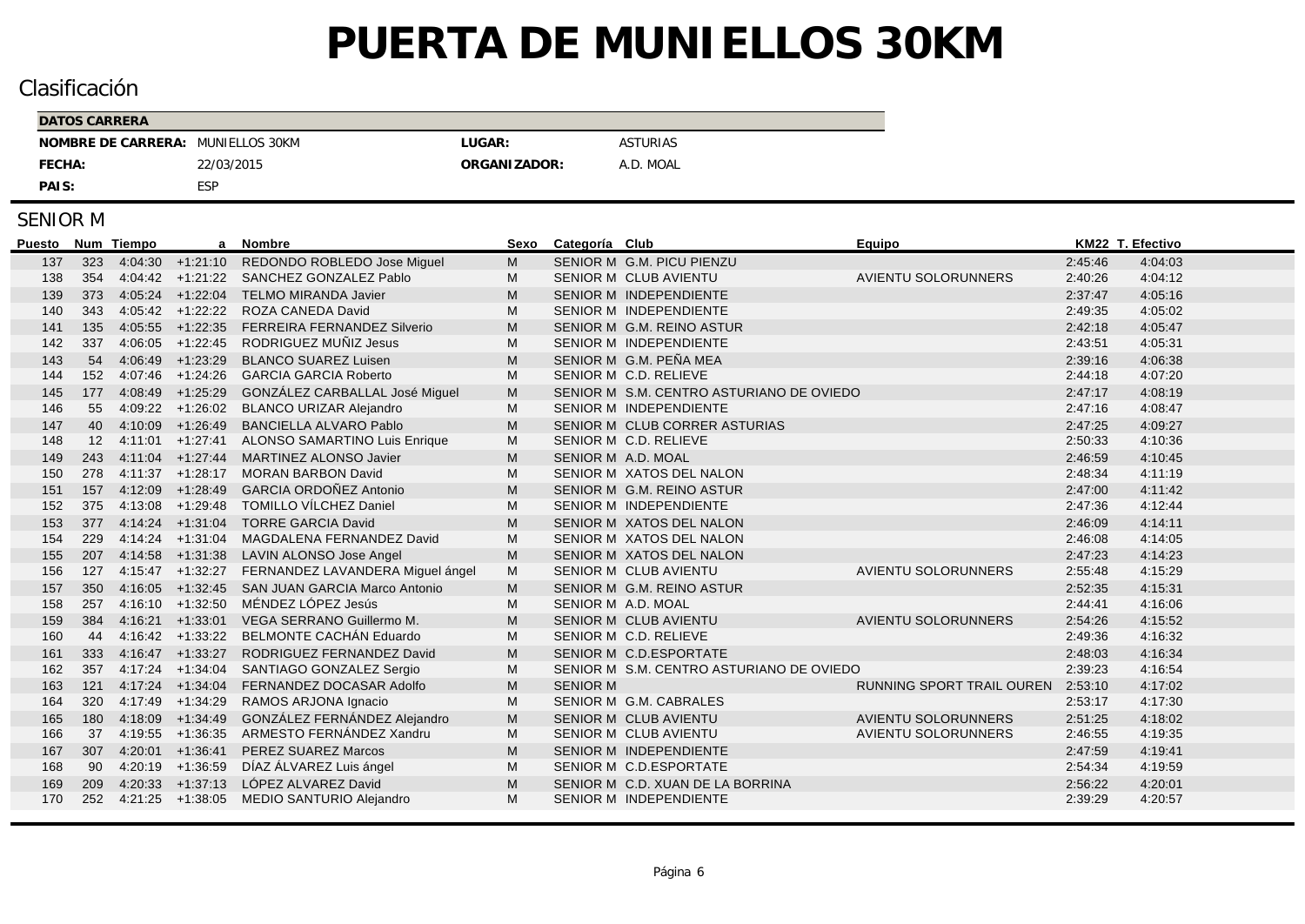# PUERTA DE MUNIELLOS 30KM

## Clasificación

| DATOS CARRERA | | | |
|---|---|---|---|
| **NOMBRE DE CARRERA:** | MUNIELLOS 30KM | **LUGAR:** | ASTURIAS |
| **FECHA:** | 22/03/2015 | **ORGANIZADOR:** | A.D. MOAL |
| **PAIS:** | ESP | | |

## SENIOR M

| Puesto | Num | Tiempo | a | Nombre | Sexo | Categoría | Club | Equipo | KM22 | T. Efectivo |
|---|---|---|---|---|---|---|---|---|---|---|
| 137 | 323 | 4:04:30 | +1:21:10 | REDONDO ROBLEDO Jose Miguel | M | SENIOR M | G.M. PICU PIENZU | | 2:45:46 | 4:04:03 |
| 138 | 354 | 4:04:42 | +1:21:22 | SANCHEZ GONZALEZ Pablo | M | SENIOR M | CLUB AVIENTU | AVIENTU SOLORUNNERS | 2:40:26 | 4:04:12 |
| 139 | 373 | 4:05:24 | +1:22:04 | TELMO MIRANDA Javier | M | SENIOR M | INDEPENDIENTE | | 2:37:47 | 4:05:16 |
| 140 | 343 | 4:05:42 | +1:22:22 | ROZA CANEDA David | M | SENIOR M | INDEPENDIENTE | | 2:49:35 | 4:05:02 |
| 141 | 135 | 4:05:55 | +1:22:35 | FERREIRA FERNANDEZ Silverio | M | SENIOR M | G.M. REINO ASTUR | | 2:42:18 | 4:05:47 |
| 142 | 337 | 4:06:05 | +1:22:45 | RODRIGUEZ MUÑIZ Jesus | M | SENIOR M | INDEPENDIENTE | | 2:43:51 | 4:05:31 |
| 143 | 54 | 4:06:49 | +1:23:29 | BLANCO SUAREZ Luisen | M | SENIOR M | G.M. PEÑA MEA | | 2:39:16 | 4:06:38 |
| 144 | 152 | 4:07:46 | +1:24:26 | GARCIA GARCIA Roberto | M | SENIOR M | C.D. RELIEVE | | 2:44:18 | 4:07:20 |
| 145 | 177 | 4:08:49 | +1:25:29 | GONZÁLEZ CARBALLAL José Miguel | M | SENIOR M | S.M. CENTRO ASTURIANO DE OVIEDO | | 2:47:17 | 4:08:19 |
| 146 | 55 | 4:09:22 | +1:26:02 | BLANCO URIZAR Alejandro | M | SENIOR M | INDEPENDIENTE | | 2:47:16 | 4:08:47 |
| 147 | 40 | 4:10:09 | +1:26:49 | BANCIELLA ALVARO Pablo | M | SENIOR M | CLUB CORRER ASTURIAS | | 2:47:25 | 4:09:27 |
| 148 | 12 | 4:11:01 | +1:27:41 | ALONSO SAMARTINO Luis Enrique | M | SENIOR M | C.D. RELIEVE | | 2:50:33 | 4:10:36 |
| 149 | 243 | 4:11:04 | +1:27:44 | MARTINEZ ALONSO Javier | M | SENIOR M | A.D. MOAL | | 2:46:59 | 4:10:45 |
| 150 | 278 | 4:11:37 | +1:28:17 | MORAN BARBON David | M | SENIOR M | XATOS DEL NALON | | 2:48:34 | 4:11:19 |
| 151 | 157 | 4:12:09 | +1:28:49 | GARCIA ORDOÑEZ Antonio | M | SENIOR M | G.M. REINO ASTUR | | 2:47:00 | 4:11:42 |
| 152 | 375 | 4:13:08 | +1:29:48 | TOMILLO VÍLCHEZ Daniel | M | SENIOR M | INDEPENDIENTE | | 2:47:36 | 4:12:44 |
| 153 | 377 | 4:14:24 | +1:31:04 | TORRE GARCIA David | M | SENIOR M | XATOS DEL NALON | | 2:46:09 | 4:14:11 |
| 154 | 229 | 4:14:24 | +1:31:04 | MAGDALENA FERNANDEZ David | M | SENIOR M | XATOS DEL NALON | | 2:46:08 | 4:14:05 |
| 155 | 207 | 4:14:58 | +1:31:38 | LAVIN ALONSO Jose Angel | M | SENIOR M | XATOS DEL NALON | | 2:47:23 | 4:14:23 |
| 156 | 127 | 4:15:47 | +1:32:27 | FERNANDEZ LAVANDERA Miguel ángel | M | SENIOR M | CLUB AVIENTU | AVIENTU SOLORUNNERS | 2:55:48 | 4:15:29 |
| 157 | 350 | 4:16:05 | +1:32:45 | SAN JUAN GARCIA Marco Antonio | M | SENIOR M | G.M. REINO ASTUR | | 2:52:35 | 4:15:31 |
| 158 | 257 | 4:16:10 | +1:32:50 | MÉNDEZ LÓPEZ Jesús | M | SENIOR M | A.D. MOAL | | 2:44:41 | 4:16:06 |
| 159 | 384 | 4:16:21 | +1:33:01 | VEGA SERRANO Guillermo M. | M | SENIOR M | CLUB AVIENTU | AVIENTU SOLORUNNERS | 2:54:26 | 4:15:52 |
| 160 | 44 | 4:16:42 | +1:33:22 | BELMONTE CACHÁN Eduardo | M | SENIOR M | C.D. RELIEVE | | 2:49:36 | 4:16:32 |
| 161 | 333 | 4:16:47 | +1:33:27 | RODRIGUEZ FERNANDEZ David | M | SENIOR M | C.D.ESPORTATE | | 2:48:03 | 4:16:34 |
| 162 | 357 | 4:17:24 | +1:34:04 | SANTIAGO GONZALEZ Sergio | M | SENIOR M | S.M. CENTRO ASTURIANO DE OVIEDO | | 2:39:23 | 4:16:54 |
| 163 | 121 | 4:17:24 | +1:34:04 | FERNANDEZ DOCASAR Adolfo | M | SENIOR M | | RUNNING SPORT TRAIL OUREN | 2:53:10 | 4:17:02 |
| 164 | 320 | 4:17:49 | +1:34:29 | RAMOS ARJONA Ignacio | M | SENIOR M | G.M. CABRALES | | 2:53:17 | 4:17:30 |
| 165 | 180 | 4:18:09 | +1:34:49 | GONZÁLEZ FERNÁNDEZ Alejandro | M | SENIOR M | CLUB AVIENTU | AVIENTU SOLORUNNERS | 2:51:25 | 4:18:02 |
| 166 | 37 | 4:19:55 | +1:36:35 | ARMESTO FERNÁNDEZ Xandru | M | SENIOR M | CLUB AVIENTU | AVIENTU SOLORUNNERS | 2:46:55 | 4:19:35 |
| 167 | 307 | 4:20:01 | +1:36:41 | PEREZ SUAREZ Marcos | M | SENIOR M | INDEPENDIENTE | | 2:47:59 | 4:19:41 |
| 168 | 90 | 4:20:19 | +1:36:59 | DÍAZ ÁLVAREZ Luis ángel | M | SENIOR M | C.D.ESPORTATE | | 2:54:34 | 4:19:59 |
| 169 | 209 | 4:20:33 | +1:37:13 | LÓPEZ ALVAREZ David | M | SENIOR M | C.D. XUAN DE LA BORRINA | | 2:56:22 | 4:20:01 |
| 170 | 252 | 4:21:25 | +1:38:05 | MEDIO SANTURIO Alejandro | M | SENIOR M | INDEPENDIENTE | | 2:39:29 | 4:20:57 |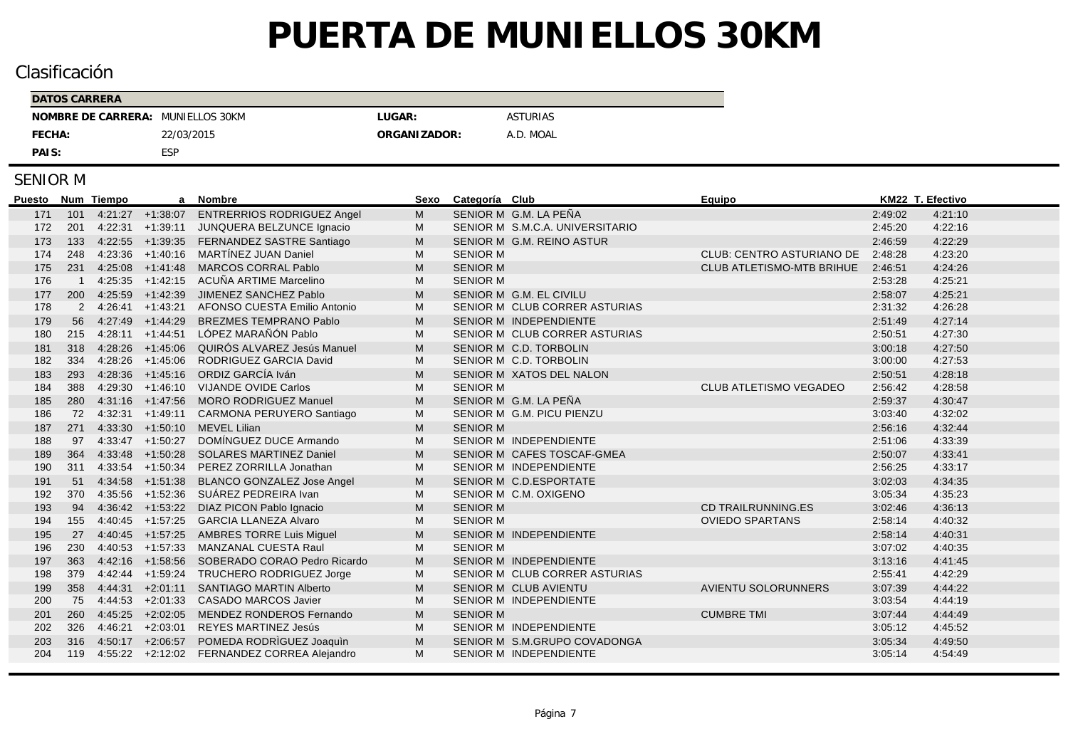# PUERTA DE MUNIELLOS 30KM

## Clasificación

| DATOS CARRERA | | | |
|---|---|---|---|
| **NOMBRE DE CARRERA:** | MUNIELLOS 30KM | **LUGAR:** | ASTURIAS |
| **FECHA:** | 22/03/2015 | **ORGANIZADOR:** | A.D. MOAL |
| **PAIS:** | ESP | | |

## SENIOR M

| Puesto | Num | Tiempo | a | Nombre | Sexo | Categoría | Club | Equipo | KM22 | T. Efectivo |
|---|---|---|---|---|---|---|---|---|---|---|
| 171 | 101 | 4:21:27 | +1:38:07 | ENTRERRIOS RODRIGUEZ Angel | M | SENIOR M | G.M. LA PEÑA | | 2:49:02 | 4:21:10 |
| 172 | 201 | 4:22:31 | +1:39:11 | JUNQUERA BELZUNCE Ignacio | M | SENIOR M | S.M.C.A. UNIVERSITARIO | | 2:45:20 | 4:22:16 |
| 173 | 133 | 4:22:55 | +1:39:35 | FERNANDEZ SASTRE Santiago | M | SENIOR M | G.M. REINO ASTUR | | 2:46:59 | 4:22:29 |
| 174 | 248 | 4:23:36 | +1:40:16 | MARTÍNEZ JUAN Daniel | M | SENIOR M | | CLUB: CENTRO ASTURIANO DE | 2:48:28 | 4:23:20 |
| 175 | 231 | 4:25:08 | +1:41:48 | MARCOS CORRAL Pablo | M | SENIOR M | | CLUB ATLETISMO-MTB BRIHUE | 2:46:51 | 4:24:26 |
| 176 | 1 | 4:25:35 | +1:42:15 | ACUÑA ARTIME Marcelino | M | SENIOR M | | | 2:53:28 | 4:25:21 |
| 177 | 200 | 4:25:59 | +1:42:39 | JIMENEZ SANCHEZ Pablo | M | SENIOR M | G.M. EL CIVILU | | 2:58:07 | 4:25:21 |
| 178 | 2 | 4:26:41 | +1:43:21 | AFONSO CUESTA Emilio Antonio | M | SENIOR M | CLUB CORRER ASTURIAS | | 2:31:32 | 4:26:28 |
| 179 | 56 | 4:27:49 | +1:44:29 | BREZMES TEMPRANO Pablo | M | SENIOR M | INDEPENDIENTE | | 2:51:49 | 4:27:14 |
| 180 | 215 | 4:28:11 | +1:44:51 | LÓPEZ MARAÑÓN Pablo | M | SENIOR M | CLUB CORRER ASTURIAS | | 2:50:51 | 4:27:30 |
| 181 | 318 | 4:28:26 | +1:45:06 | QUIRÓS ALVAREZ Jesús Manuel | M | SENIOR M | C.D. TORBOLIN | | 3:00:18 | 4:27:50 |
| 182 | 334 | 4:28:26 | +1:45:06 | RODRIGUEZ GARCIA David | M | SENIOR M | C.D. TORBOLIN | | 3:00:00 | 4:27:53 |
| 183 | 293 | 4:28:36 | +1:45:16 | ORDIZ GARCÍA Iván | M | SENIOR M | XATOS DEL NALON | | 2:50:51 | 4:28:18 |
| 184 | 388 | 4:29:30 | +1:46:10 | VIJANDE OVIDE Carlos | M | SENIOR M | | CLUB ATLETISMO VEGADEO | 2:56:42 | 4:28:58 |
| 185 | 280 | 4:31:16 | +1:47:56 | MORO RODRIGUEZ Manuel | M | SENIOR M | G.M. LA PEÑA | | 2:59:37 | 4:30:47 |
| 186 | 72 | 4:32:31 | +1:49:11 | CARMONA PERUYERO Santiago | M | SENIOR M | G.M. PICU PIENZU | | 3:03:40 | 4:32:02 |
| 187 | 271 | 4:33:30 | +1:50:10 | MEVEL Lilian | M | SENIOR M | | | 2:56:16 | 4:32:44 |
| 188 | 97 | 4:33:47 | +1:50:27 | DOMÍNGUEZ DUCE Armando | M | SENIOR M | INDEPENDIENTE | | 2:51:06 | 4:33:39 |
| 189 | 364 | 4:33:48 | +1:50:28 | SOLARES MARTINEZ Daniel | M | SENIOR M | CAFES TOSCAF-GMEA | | 2:50:07 | 4:33:41 |
| 190 | 311 | 4:33:54 | +1:50:34 | PEREZ ZORRILLA Jonathan | M | SENIOR M | INDEPENDIENTE | | 2:56:25 | 4:33:17 |
| 191 | 51 | 4:34:58 | +1:51:38 | BLANCO GONZALEZ Jose Angel | M | SENIOR M | C.D.ESPORTATE | | 3:02:03 | 4:34:35 |
| 192 | 370 | 4:35:56 | +1:52:36 | SUÁREZ PEDREIRA Ivan | M | SENIOR M | C.M. OXIGENO | | 3:05:34 | 4:35:23 |
| 193 | 94 | 4:36:42 | +1:53:22 | DIAZ PICON Pablo Ignacio | M | SENIOR M | | CD TRAILRUNNING.ES | 3:02:46 | 4:36:13 |
| 194 | 155 | 4:40:45 | +1:57:25 | GARCIA LLANEZA Alvaro | M | SENIOR M | | OVIEDO SPARTANS | 2:58:14 | 4:40:32 |
| 195 | 27 | 4:40:45 | +1:57:25 | AMBRES TORRE Luis Miguel | M | SENIOR M | INDEPENDIENTE | | 2:58:14 | 4:40:31 |
| 196 | 230 | 4:40:53 | +1:57:33 | MANZANAL CUESTA Raul | M | SENIOR M | | | 3:07:02 | 4:40:35 |
| 197 | 363 | 4:42:16 | +1:58:56 | SOBERADO CORAO Pedro Ricardo | M | SENIOR M | INDEPENDIENTE | | 3:13:16 | 4:41:45 |
| 198 | 379 | 4:42:44 | +1:59:24 | TRUCHERO RODRIGUEZ Jorge | M | SENIOR M | CLUB CORRER ASTURIAS | | 2:55:41 | 4:42:29 |
| 199 | 358 | 4:44:31 | +2:01:11 | SANTIAGO MARTIN Alberto | M | SENIOR M | CLUB AVIENTU | AVIENTU SOLORUNNERS | 3:07:39 | 4:44:22 |
| 200 | 75 | 4:44:53 | +2:01:33 | CASADO MARCOS Javier | M | SENIOR M | INDEPENDIENTE | | 3:03:54 | 4:44:19 |
| 201 | 260 | 4:45:25 | +2:02:05 | MENDEZ RONDEROS Fernando | M | SENIOR M | | CUMBRE TMI | 3:07:44 | 4:44:49 |
| 202 | 326 | 4:46:21 | +2:03:01 | REYES MARTINEZ Jesús | M | SENIOR M | INDEPENDIENTE | | 3:05:12 | 4:45:52 |
| 203 | 316 | 4:50:17 | +2:06:57 | POMEDA RODRÌGUEZ Joaquìn | M | SENIOR M | S.M.GRUPO COVADONGA | | 3:05:34 | 4:49:50 |
| 204 | 119 | 4:55:22 | +2:12:02 | FERNANDEZ CORREA Alejandro | M | SENIOR M | INDEPENDIENTE | | 3:05:14 | 4:54:49 |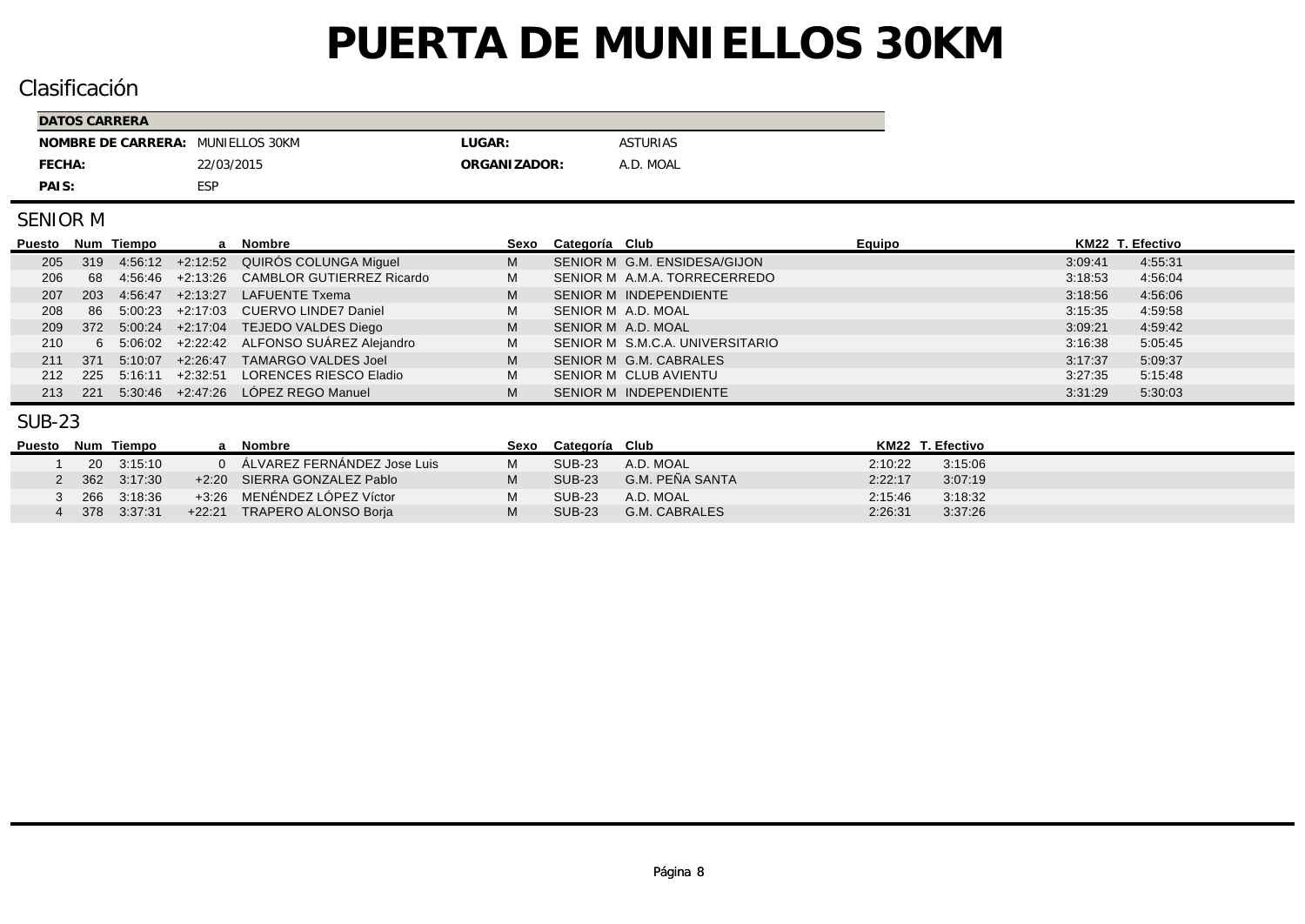# PUERTA DE MUNIELLOS 30KM

## Clasificación

| DATOS CARRERA | | | |
|---|---|---|---|
| **NOMBRE DE CARRERA:** | MUNIELLOS 30KM | **LUGAR:** | ASTURIAS |
| **FECHA:** | 22/03/2015 | **ORGANIZADOR:** | A.D. MOAL |
| **PAIS:** | ESP | | |

## SENIOR M

| Puesto | Num | Tiempo | a | Nombre | Sexo | Categoría | Club | Equipo | KM22 | T. Efectivo |
|---|---|---|---|---|---|---|---|---|---|---|
| 205 | 319 | 4:56:12 | +2:12:52 | QUIRÓS COLUNGA Miguel | M | SENIOR M | G.M. ENSIDESA/GIJON | | 3:09:41 | 4:55:31 |
| 206 | 68 | 4:56:46 | +2:13:26 | CAMBLOR GUTIERREZ Ricardo | M | SENIOR M | A.M.A. TORRECERREDO | | 3:18:53 | 4:56:04 |
| 207 | 203 | 4:56:47 | +2:13:27 | LAFUENTE Txema | M | SENIOR M | INDEPENDIENTE | | 3:18:56 | 4:56:06 |
| 208 | 86 | 5:00:23 | +2:17:03 | CUERVO LINDE7 Daniel | M | SENIOR M | A.D. MOAL | | 3:15:35 | 4:59:58 |
| 209 | 372 | 5:00:24 | +2:17:04 | TEJEDO VALDES Diego | M | SENIOR M | A.D. MOAL | | 3:09:21 | 4:59:42 |
| 210 | 6 | 5:06:02 | +2:22:42 | ALFONSO SUÁREZ Alejandro | M | SENIOR M | S.M.C.A. UNIVERSITARIO | | 3:16:38 | 5:05:45 |
| 211 | 371 | 5:10:07 | +2:26:47 | TAMARGO VALDES Joel | M | SENIOR M | G.M. CABRALES | | 3:17:37 | 5:09:37 |
| 212 | 225 | 5:16:11 | +2:32:51 | LORENCES RIESCO Eladio | M | SENIOR M | CLUB AVIENTU | | 3:27:35 | 5:15:48 |
| 213 | 221 | 5:30:46 | +2:47:26 | LÓPEZ REGO Manuel | M | SENIOR M | INDEPENDIENTE | | 3:31:29 | 5:30:03 |

## SUB-23

| Puesto | Num | Tiempo | a | Nombre | Sexo | Categoría | Club | KM22 | T. Efectivo |
|---|---|---|---|---|---|---|---|---|---|
| 1 | 20 | 3:15:10 | 0 | ÁLVAREZ FERNÁNDEZ Jose Luis | M | SUB-23 | A.D. MOAL | 2:10:22 | 3:15:06 |
| 2 | 362 | 3:17:30 | +2:20 | SIERRA GONZALEZ Pablo | M | SUB-23 | G.M. PEÑA SANTA | 2:22:17 | 3:07:19 |
| 3 | 266 | 3:18:36 | +3:26 | MENÉNDEZ LÓPEZ Víctor | M | SUB-23 | A.D. MOAL | 2:15:46 | 3:18:32 |
| 4 | 378 | 3:37:31 | +22:21 | TRAPERO ALONSO Borja | M | SUB-23 | G.M. CABRALES | 2:26:31 | 3:37:26 |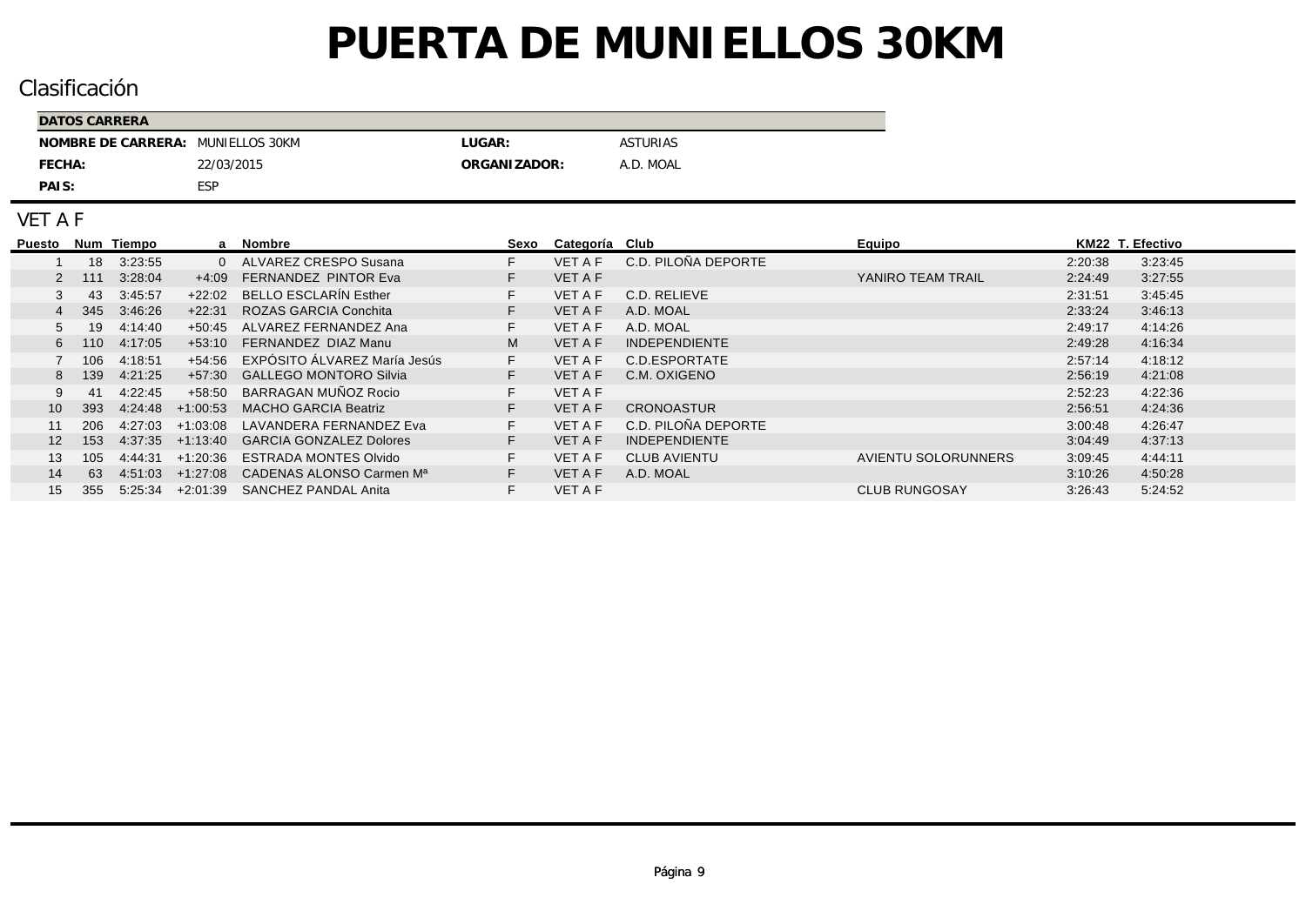# PUERTA DE MUNIELLOS 30KM

## Clasificación

| DATOS CARRERA | | | |
|---|---|---|---|
| **NOMBRE DE CARRERA:** | MUNIELLOS 30KM | **LUGAR:** | ASTURIAS |
| **FECHA:** | 22/03/2015 | **ORGANIZADOR:** | A.D. MOAL |
| **PAIS:** | ESP | | |

## VET A F

| Puesto | Num | Tiempo | a | Nombre | Sexo | Categoría | Club | Equipo | KM22 | T. Efectivo |
|---|---|---|---|---|---|---|---|---|---|---|
| 1 | 18 | 3:23:55 | 0 | ALVAREZ CRESPO Susana | F | VET A F | C.D. PILOÑA DEPORTE | | 2:20:38 | 3:23:45 |
| 2 | 111 | 3:28:04 | +4:09 | FERNANDEZ PINTOR Eva | F | VET A F | | YANIRO TEAM TRAIL | 2:24:49 | 3:27:55 |
| 3 | 43 | 3:45:57 | +22:02 | BELLO ESCLARÍN Esther | F | VET A F | C.D. RELIEVE | | 2:31:51 | 3:45:45 |
| 4 | 345 | 3:46:26 | +22:31 | ROZAS GARCIA Conchita | F | VET A F | A.D. MOAL | | 2:33:24 | 3:46:13 |
| 5 | 19 | 4:14:40 | +50:45 | ALVAREZ FERNANDEZ Ana | F | VET A F | A.D. MOAL | | 2:49:17 | 4:14:26 |
| 6 | 110 | 4:17:05 | +53:10 | FERNANDEZ DIAZ Manu | M | VET A F | INDEPENDIENTE | | 2:49:28 | 4:16:34 |
| 7 | 106 | 4:18:51 | +54:56 | EXPÓSITO ÁLVAREZ María Jesús | F | VET A F | C.D.ESPORTATE | | 2:57:14 | 4:18:12 |
| 8 | 139 | 4:21:25 | +57:30 | GALLEGO MONTORO Silvia | F | VET A F | C.M. OXIGENO | | 2:56:19 | 4:21:08 |
| 9 | 41 | 4:22:45 | +58:50 | BARRAGAN MUÑOZ Rocio | F | VET A F | | | 2:52:23 | 4:22:36 |
| 10 | 393 | 4:24:48 | +1:00:53 | MACHO GARCIA Beatriz | F | VET A F | CRONOASTUR | | 2:56:51 | 4:24:36 |
| 11 | 206 | 4:27:03 | +1:03:08 | LAVANDERA FERNANDEZ Eva | F | VET A F | C.D. PILOÑA DEPORTE | | 3:00:48 | 4:26:47 |
| 12 | 153 | 4:37:35 | +1:13:40 | GARCIA GONZALEZ Dolores | F | VET A F | INDEPENDIENTE | | 3:04:49 | 4:37:13 |
| 13 | 105 | 4:44:31 | +1:20:36 | ESTRADA MONTES Olvido | F | VET A F | CLUB AVIENTU | AVIENTU SOLORUNNERS | 3:09:45 | 4:44:11 |
| 14 | 63 | 4:51:03 | +1:27:08 | CADENAS ALONSO Carmen Mª | F | VET A F | A.D. MOAL | | 3:10:26 | 4:50:28 |
| 15 | 355 | 5:25:34 | +2:01:39 | SANCHEZ PANDAL Anita | F | VET A F | | CLUB RUNGOSAY | 3:26:43 | 5:24:52 |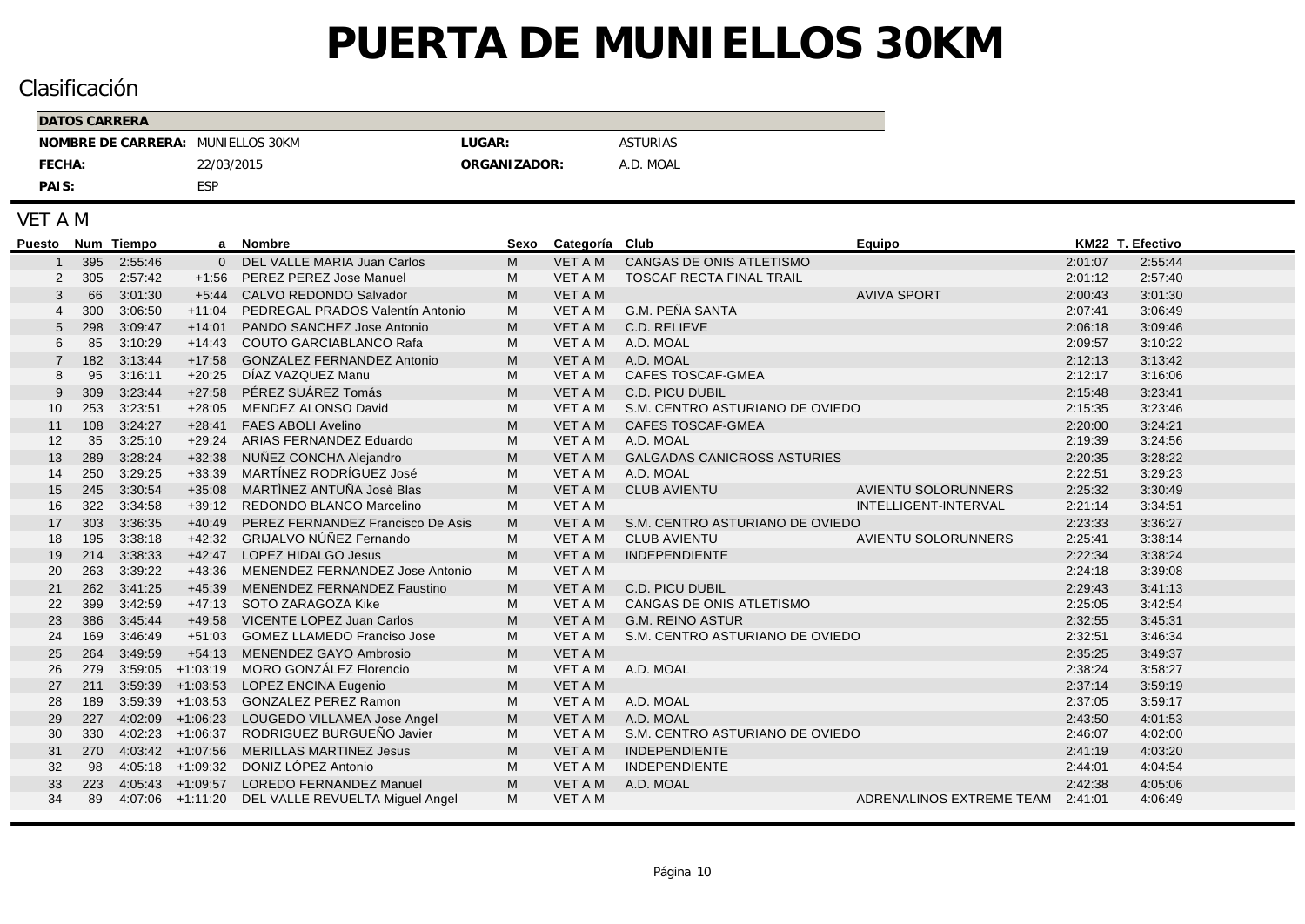# PUERTA DE MUNIELLOS 30KM

## Clasificación

| DATOS CARRERA | | | |
|---|---|---|---|
| **NOMBRE DE CARRERA:** | MUNIELLOS 30KM | **LUGAR:** | ASTURIAS |
| **FECHA:** | 22/03/2015 | **ORGANIZADOR:** | A.D. MOAL |
| **PAIS:** | ESP | | |

## VET A M

| Puesto | Num | Tiempo | a | Nombre | Sexo | Categoría | Club | Equipo | KM22 | T. Efectivo |
|---|---|---|---|---|---|---|---|---|---|---|
| 1 | 395 | 2:55:46 | 0 | DEL VALLE MARIA Juan Carlos | M | VET A M | CANGAS DE ONIS ATLETISMO | | 2:01:07 | 2:55:44 |
| 2 | 305 | 2:57:42 | +1:56 | PEREZ PEREZ Jose Manuel | M | VET A M | TOSCAF RECTA FINAL TRAIL | | 2:01:12 | 2:57:40 |
| 3 | 66 | 3:01:30 | +5:44 | CALVO REDONDO Salvador | M | VET A M | | AVIVA SPORT | 2:00:43 | 3:01:30 |
| 4 | 300 | 3:06:50 | +11:04 | PEDREGAL PRADOS Valentín Antonio | M | VET A M | G.M. PEÑA SANTA | | 2:07:41 | 3:06:49 |
| 5 | 298 | 3:09:47 | +14:01 | PANDO SANCHEZ Jose Antonio | M | VET A M | C.D. RELIEVE | | 2:06:18 | 3:09:46 |
| 6 | 85 | 3:10:29 | +14:43 | COUTO GARCIABLANCO Rafa | M | VET A M | A.D. MOAL | | 2:09:57 | 3:10:22 |
| 7 | 182 | 3:13:44 | +17:58 | GONZALEZ FERNANDEZ Antonio | M | VET A M | A.D. MOAL | | 2:12:13 | 3:13:42 |
| 8 | 95 | 3:16:11 | +20:25 | DÍAZ VAZQUEZ Manu | M | VET A M | CAFES TOSCAF-GMEA | | 2:12:17 | 3:16:06 |
| 9 | 309 | 3:23:44 | +27:58 | PÉREZ SUÁREZ Tomás | M | VET A M | C.D. PICU DUBIL | | 2:15:48 | 3:23:41 |
| 10 | 253 | 3:23:51 | +28:05 | MENDEZ ALONSO David | M | VET A M | S.M. CENTRO ASTURIANO DE OVIEDO | | 2:15:35 | 3:23:46 |
| 11 | 108 | 3:24:27 | +28:41 | FAES ABOLI Avelino | M | VET A M | CAFES TOSCAF-GMEA | | 2:20:00 | 3:24:21 |
| 12 | 35 | 3:25:10 | +29:24 | ARIAS FERNANDEZ Eduardo | M | VET A M | A.D. MOAL | | 2:19:39 | 3:24:56 |
| 13 | 289 | 3:28:24 | +32:38 | NUÑEZ CONCHA Alejandro | M | VET A M | GALGADAS CANICROSS ASTURIES | | 2:20:35 | 3:28:22 |
| 14 | 250 | 3:29:25 | +33:39 | MARTÍNEZ RODRÍGUEZ José | M | VET A M | A.D. MOAL | | 2:22:51 | 3:29:23 |
| 15 | 245 | 3:30:54 | +35:08 | MARTÌNEZ ANTUÑA Josè Blas | M | VET A M | CLUB AVIENTU | AVIENTU SOLORUNNERS | 2:25:32 | 3:30:49 |
| 16 | 322 | 3:34:58 | +39:12 | REDONDO BLANCO Marcelino | M | VET A M | | INTELLIGENT-INTERVAL | 2:21:14 | 3:34:51 |
| 17 | 303 | 3:36:35 | +40:49 | PEREZ FERNANDEZ Francisco De Asis | M | VET A M | S.M. CENTRO ASTURIANO DE OVIEDO | | 2:23:33 | 3:36:27 |
| 18 | 195 | 3:38:18 | +42:32 | GRIJALVO NÚÑEZ Fernando | M | VET A M | CLUB AVIENTU | AVIENTU SOLORUNNERS | 2:25:41 | 3:38:14 |
| 19 | 214 | 3:38:33 | +42:47 | LOPEZ HIDALGO Jesus | M | VET A M | INDEPENDIENTE | | 2:22:34 | 3:38:24 |
| 20 | 263 | 3:39:22 | +43:36 | MENENDEZ FERNANDEZ Jose Antonio | M | VET A M | | | 2:24:18 | 3:39:08 |
| 21 | 262 | 3:41:25 | +45:39 | MENENDEZ FERNANDEZ Faustino | M | VET A M | C.D. PICU DUBIL | | 2:29:43 | 3:41:13 |
| 22 | 399 | 3:42:59 | +47:13 | SOTO ZARAGOZA Kike | M | VET A M | CANGAS DE ONIS ATLETISMO | | 2:25:05 | 3:42:54 |
| 23 | 386 | 3:45:44 | +49:58 | VICENTE LOPEZ Juan Carlos | M | VET A M | G.M. REINO ASTUR | | 2:32:55 | 3:45:31 |
| 24 | 169 | 3:46:49 | +51:03 | GOMEZ LLAMEDO Franciso Jose | M | VET A M | S.M. CENTRO ASTURIANO DE OVIEDO | | 2:32:51 | 3:46:34 |
| 25 | 264 | 3:49:59 | +54:13 | MENENDEZ GAYO Ambrosio | M | VET A M | | | 2:35:25 | 3:49:37 |
| 26 | 279 | 3:59:05 | +1:03:19 | MORO GONZÁLEZ Florencio | M | VET A M | A.D. MOAL | | 2:38:24 | 3:58:27 |
| 27 | 211 | 3:59:39 | +1:03:53 | LOPEZ ENCINA Eugenio | M | VET A M | | | 2:37:14 | 3:59:19 |
| 28 | 189 | 3:59:39 | +1:03:53 | GONZALEZ PEREZ Ramon | M | VET A M | A.D. MOAL | | 2:37:05 | 3:59:17 |
| 29 | 227 | 4:02:09 | +1:06:23 | LOUGEDO VILLAMEA Jose Angel | M | VET A M | A.D. MOAL | | 2:43:50 | 4:01:53 |
| 30 | 330 | 4:02:23 | +1:06:37 | RODRIGUEZ BURGUEÑO Javier | M | VET A M | S.M. CENTRO ASTURIANO DE OVIEDO | | 2:46:07 | 4:02:00 |
| 31 | 270 | 4:03:42 | +1:07:56 | MERILLAS MARTINEZ Jesus | M | VET A M | INDEPENDIENTE | | 2:41:19 | 4:03:20 |
| 32 | 98 | 4:05:18 | +1:09:32 | DONIZ LÓPEZ Antonio | M | VET A M | INDEPENDIENTE | | 2:44:01 | 4:04:54 |
| 33 | 223 | 4:05:43 | +1:09:57 | LOREDO FERNANDEZ Manuel | M | VET A M | A.D. MOAL | | 2:42:38 | 4:05:06 |
| 34 | 89 | 4:07:06 | +1:11:20 | DEL VALLE REVUELTA Miguel Angel | M | VET A M | | ADRENALINOS EXTREME TEAM | 2:41:01 | 4:06:49 |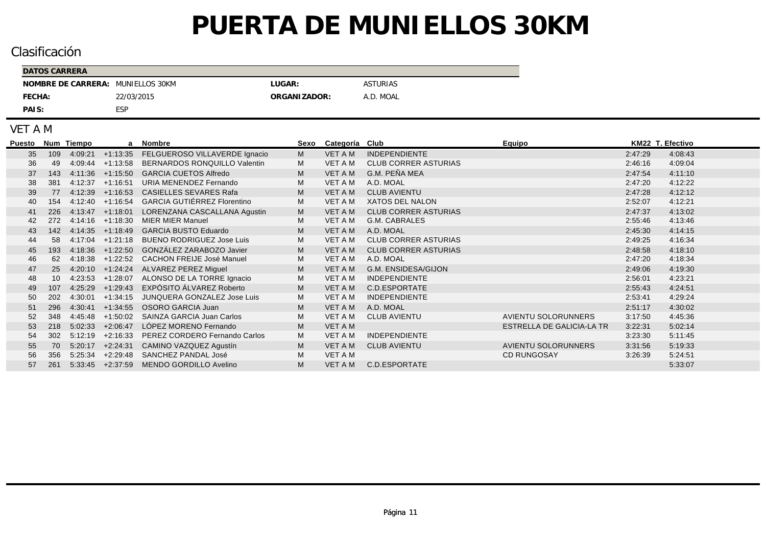# PUERTA DE MUNIELLOS 30KM

## Clasificación

| DATOS CARRERA | | | |
|---|---|---|---|
| **NOMBRE DE CARRERA:** | MUNIELLOS 30KM | **LUGAR:** | ASTURIAS |
| **FECHA:** | 22/03/2015 | **ORGANIZADOR:** | A.D. MOAL |
| **PAIS:** | ESP | | |

## VET A M

| Puesto | Num | Tiempo | a | Nombre | Sexo | Categoría | Club | Equipo | KM22 | T. Efectivo |
|---|---|---|---|---|---|---|---|---|---|---|
| 35 | 109 | 4:09:21 | +1:13:35 | FELGUEROSO VILLAVERDE Ignacio | M | VET A M | INDEPENDIENTE | | 2:47:29 | 4:08:43 |
| 36 | 49 | 4:09:44 | +1:13:58 | BERNARDOS RONQUILLO Valentin | M | VET A M | CLUB CORRER ASTURIAS | | 2:46:16 | 4:09:04 |
| 37 | 143 | 4:11:36 | +1:15:50 | GARCIA CUETOS Alfredo | M | VET A M | G.M. PEÑA MEA | | 2:47:54 | 4:11:10 |
| 38 | 381 | 4:12:37 | +1:16:51 | URIA MENENDEZ Fernando | M | VET A M | A.D. MOAL | | 2:47:20 | 4:12:22 |
| 39 | 77 | 4:12:39 | +1:16:53 | CASIELLES SEVARES Rafa | M | VET A M | CLUB AVIENTU | | 2:47:28 | 4:12:12 |
| 40 | 154 | 4:12:40 | +1:16:54 | GARCIA GUTIÉRREZ Florentino | M | VET A M | XATOS DEL NALON | | 2:52:07 | 4:12:21 |
| 41 | 226 | 4:13:47 | +1:18:01 | LORENZANA CASCALLANA Agustin | M | VET A M | CLUB CORRER ASTURIAS | | 2:47:37 | 4:13:02 |
| 42 | 272 | 4:14:16 | +1:18:30 | MIER MIER Manuel | M | VET A M | G.M. CABRALES | | 2:55:46 | 4:13:46 |
| 43 | 142 | 4:14:35 | +1:18:49 | GARCIA BUSTO Eduardo | M | VET A M | A.D. MOAL | | 2:45:30 | 4:14:15 |
| 44 | 58 | 4:17:04 | +1:21:18 | BUENO RODRIGUEZ Jose Luis | M | VET A M | CLUB CORRER ASTURIAS | | 2:49:25 | 4:16:34 |
| 45 | 193 | 4:18:36 | +1:22:50 | GONZÁLEZ ZARABOZO Javier | M | VET A M | CLUB CORRER ASTURIAS | | 2:48:58 | 4:18:10 |
| 46 | 62 | 4:18:38 | +1:22:52 | CACHON FREIJE José Manuel | M | VET A M | A.D. MOAL | | 2:47:20 | 4:18:34 |
| 47 | 25 | 4:20:10 | +1:24:24 | ALVAREZ PEREZ Miguel | M | VET A M | G.M. ENSIDESA/GIJON | | 2:49:06 | 4:19:30 |
| 48 | 10 | 4:23:53 | +1:28:07 | ALONSO DE LA TORRE Ignacio | M | VET A M | INDEPENDIENTE | | 2:56:01 | 4:23:21 |
| 49 | 107 | 4:25:29 | +1:29:43 | EXPÓSITO ÁLVAREZ Roberto | M | VET A M | C.D.ESPORTATE | | 2:55:43 | 4:24:51 |
| 50 | 202 | 4:30:01 | +1:34:15 | JUNQUERA GONZALEZ Jose Luis | M | VET A M | INDEPENDIENTE | | 2:53:41 | 4:29:24 |
| 51 | 296 | 4:30:41 | +1:34:55 | OSORO GARCIA Juan | M | VET A M | A.D. MOAL | | 2:51:17 | 4:30:02 |
| 52 | 348 | 4:45:48 | +1:50:02 | SAINZA GARCIA Juan Carlos | M | VET A M | CLUB AVIENTU | AVIENTU SOLORUNNERS | 3:17:50 | 4:45:36 |
| 53 | 218 | 5:02:33 | +2:06:47 | LÓPEZ MORENO Fernando | M | VET A M | | ESTRELLA DE GALICIA-LA TR | 3:22:31 | 5:02:14 |
| 54 | 302 | 5:12:19 | +2:16:33 | PEREZ CORDERO Fernando Carlos | M | VET A M | INDEPENDIENTE | | 3:23:30 | 5:11:45 |
| 55 | 70 | 5:20:17 | +2:24:31 | CAMINO VAZQUEZ Agustín | M | VET A M | CLUB AVIENTU | AVIENTU SOLORUNNERS | 3:31:56 | 5:19:33 |
| 56 | 356 | 5:25:34 | +2:29:48 | SANCHEZ PANDAL José | M | VET A M | | CD RUNGOSAY | 3:26:39 | 5:24:51 |
| 57 | 261 | 5:33:45 | +2:37:59 | MENDO GORDILLO Avelino | M | VET A M | C.D.ESPORTATE | | | 5:33:07 |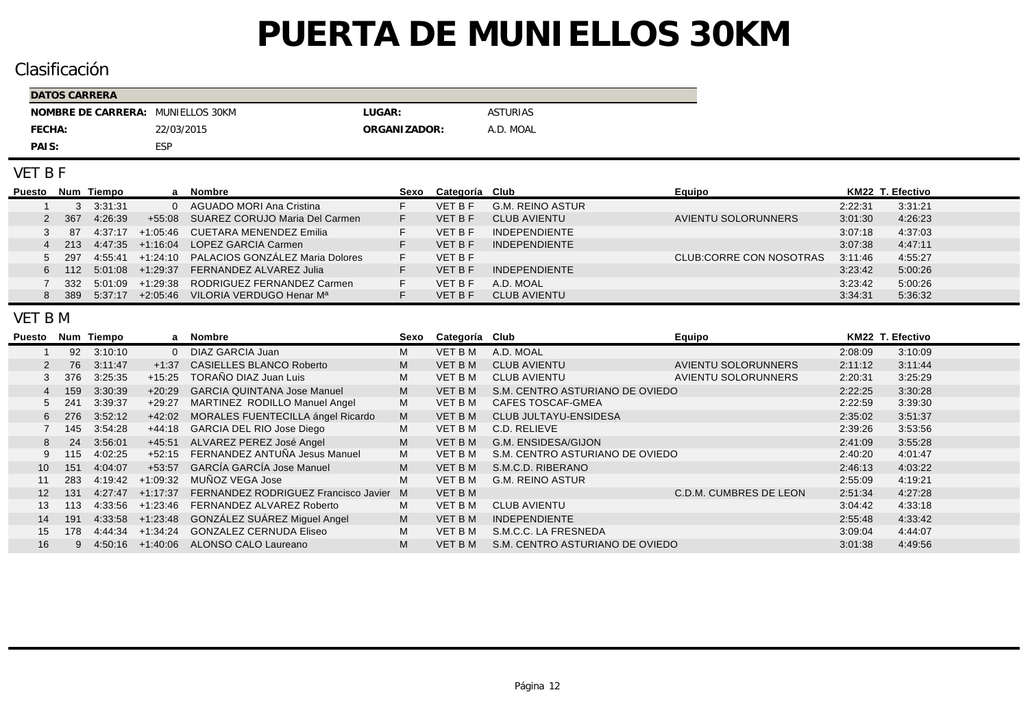# PUERTA DE MUNIELLOS 30KM

## Clasificación

| DATOS CARRERA | | | |
|---|---|---|---|
| **NOMBRE DE CARRERA:** | MUNIELLOS 30KM | **LUGAR:** | ASTURIAS |
| **FECHA:** | 22/03/2015 | **ORGANIZADOR:** | A.D. MOAL |
| **PAIS:** | ESP | | |

## VET B F

| Puesto | Num | Tiempo | a | Nombre | Sexo | Categoría | Club | Equipo | KM22 | T. Efectivo |
|---|---|---|---|---|---|---|---|---|---|---|
| 1 | 3 | 3:31:31 | 0 | AGUADO MORI Ana Cristina | F | VET B F | G.M. REINO ASTUR | | 2:22:31 | 3:31:21 |
| 2 | 367 | 4:26:39 | +55:08 | SUAREZ CORUJO Maria Del Carmen | F | VET B F | CLUB AVIENTU | AVIENTU SOLORUNNERS | 3:01:30 | 4:26:23 |
| 3 | 87 | 4:37:17 | +1:05:46 | CUETARA MENENDEZ Emilia | F | VET B F | INDEPENDIENTE | | 3:07:18 | 4:37:03 |
| 4 | 213 | 4:47:35 | +1:16:04 | LOPEZ GARCIA Carmen | F | VET B F | INDEPENDIENTE | | 3:07:38 | 4:47:11 |
| 5 | 297 | 4:55:41 | +1:24:10 | PALACIOS GONZÁLEZ Maria Dolores | F | VET B F | | CLUB:CORRE CON NOSOTRAS | 3:11:46 | 4:55:27 |
| 6 | 112 | 5:01:08 | +1:29:37 | FERNANDEZ ALVAREZ Julia | F | VET B F | INDEPENDIENTE | | 3:23:42 | 5:00:26 |
| 7 | 332 | 5:01:09 | +1:29:38 | RODRIGUEZ FERNANDEZ Carmen | F | VET B F | A.D. MOAL | | 3:23:42 | 5:00:26 |
| 8 | 389 | 5:37:17 | +2:05:46 | VILORIA VERDUGO Henar Mª | F | VET B F | CLUB AVIENTU | | 3:34:31 | 5:36:32 |

## VET B M

| Puesto | Num | Tiempo | a | Nombre | Sexo | Categoría | Club | Equipo | KM22 | T. Efectivo |
|---|---|---|---|---|---|---|---|---|---|---|
| 1 | 92 | 3:10:10 | 0 | DIAZ GARCIA Juan | M | VET B M | A.D. MOAL | | 2:08:09 | 3:10:09 |
| 2 | 76 | 3:11:47 | +1:37 | CASIELLES BLANCO Roberto | M | VET B M | CLUB AVIENTU | AVIENTU SOLORUNNERS | 2:11:12 | 3:11:44 |
| 3 | 376 | 3:25:35 | +15:25 | TORAÑO DIAZ Juan Luis | M | VET B M | CLUB AVIENTU | AVIENTU SOLORUNNERS | 2:20:31 | 3:25:29 |
| 4 | 159 | 3:30:39 | +20:29 | GARCIA QUINTANA Jose Manuel | M | VET B M | S.M. CENTRO ASTURIANO DE OVIEDO | | 2:22:25 | 3:30:28 |
| 5 | 241 | 3:39:37 | +29:27 | MARTINEZ RODILLO Manuel Angel | M | VET B M | CAFES TOSCAF-GMEA | | 2:22:59 | 3:39:30 |
| 6 | 276 | 3:52:12 | +42:02 | MORALES FUENTECILLA ángel Ricardo | M | VET B M | CLUB JULTAYU-ENSIDESA | | 2:35:02 | 3:51:37 |
| 7 | 145 | 3:54:28 | +44:18 | GARCIA DEL RIO Jose Diego | M | VET B M | C.D. RELIEVE | | 2:39:26 | 3:53:56 |
| 8 | 24 | 3:56:01 | +45:51 | ALVAREZ PEREZ José Angel | M | VET B M | G.M. ENSIDESA/GIJON | | 2:41:09 | 3:55:28 |
| 9 | 115 | 4:02:25 | +52:15 | FERNANDEZ ANTUÑA Jesus Manuel | M | VET B M | S.M. CENTRO ASTURIANO DE OVIEDO | | 2:40:20 | 4:01:47 |
| 10 | 151 | 4:04:07 | +53:57 | GARCÍA GARCÍA Jose Manuel | M | VET B M | S.M.C.D. RIBERANO | | 2:46:13 | 4:03:22 |
| 11 | 283 | 4:19:42 | +1:09:32 | MUÑOZ VEGA Jose | M | VET B M | G.M. REINO ASTUR | | 2:55:09 | 4:19:21 |
| 12 | 131 | 4:27:47 | +1:17:37 | FERNANDEZ RODRIGUEZ Francisco Javier | M | VET B M | | C.D.M. CUMBRES DE LEON | 2:51:34 | 4:27:28 |
| 13 | 113 | 4:33:56 | +1:23:46 | FERNANDEZ ALVAREZ Roberto | M | VET B M | CLUB AVIENTU | | 3:04:42 | 4:33:18 |
| 14 | 191 | 4:33:58 | +1:23:48 | GONZÁLEZ SUÁREZ Miguel Angel | M | VET B M | INDEPENDIENTE | | 2:55:48 | 4:33:42 |
| 15 | 178 | 4:44:34 | +1:34:24 | GONZALEZ CERNUDA Eliseo | M | VET B M | S.M.C.C. LA FRESNEDA | | 3:09:04 | 4:44:07 |
| 16 | 9 | 4:50:16 | +1:40:06 | ALONSO CALO Laureano | M | VET B M | S.M. CENTRO ASTURIANO DE OVIEDO | | 3:01:38 | 4:49:56 |